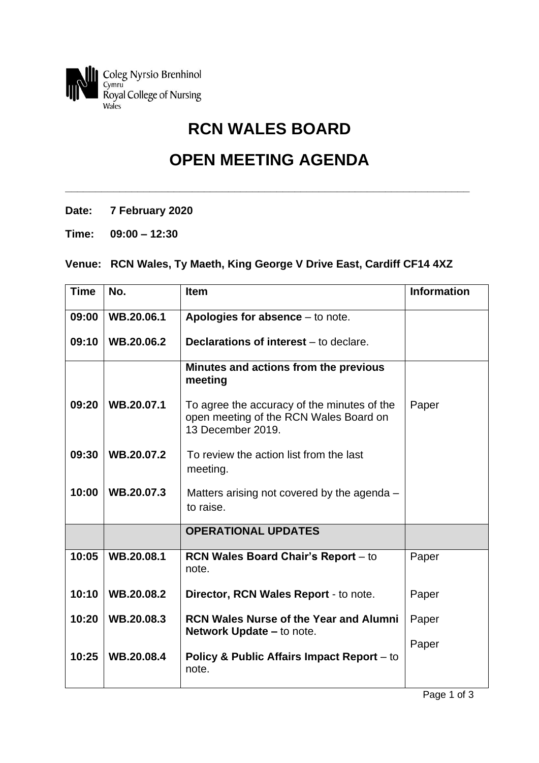Coleg Nyrsio Brenhinol
Cymru
Royal College of Nursing
Wales

# RCN WALES BOARD

# OPEN MEETING AGENDA

---

**Date: 7 February 2020**

**Time: 09:00 – 12:30**

**Venue: RCN Wales, Ty Maeth, King George V Drive East, Cardiff CF14 4XZ**

| Time | No. | Item | Information |
|---|---|---|---|
| **09:00** | **WB.20.06.1** | **Apologies for absence** – to note. | |
| **09:10** | **WB.20.06.2** | **Declarations of interest** – to declare. | |
| | | **Minutes and actions from the previous meeting** | |
| **09:20** | **WB.20.07.1** | To agree the accuracy of the minutes of the open meeting of the RCN Wales Board on 13 December 2019. | Paper |
| **09:30** | **WB.20.07.2** | To review the action list from the last meeting. | |
| **10:00** | **WB.20.07.3** | Matters arising not covered by the agenda – to raise. | |
| | | **OPERATIONAL UPDATES** | |
| **10:05** | **WB.20.08.1** | **RCN Wales Board Chair's Report** – to note. | Paper |
| **10:10** | **WB.20.08.2** | **Director, RCN Wales Report** - to note. | Paper |
| **10:20** | **WB.20.08.3** | **RCN Wales Nurse of the Year and Alumni Network Update –** to note. | Paper |
| **10:25** | **WB.20.08.4** | **Policy & Public Affairs Impact Report** – to note. | Paper |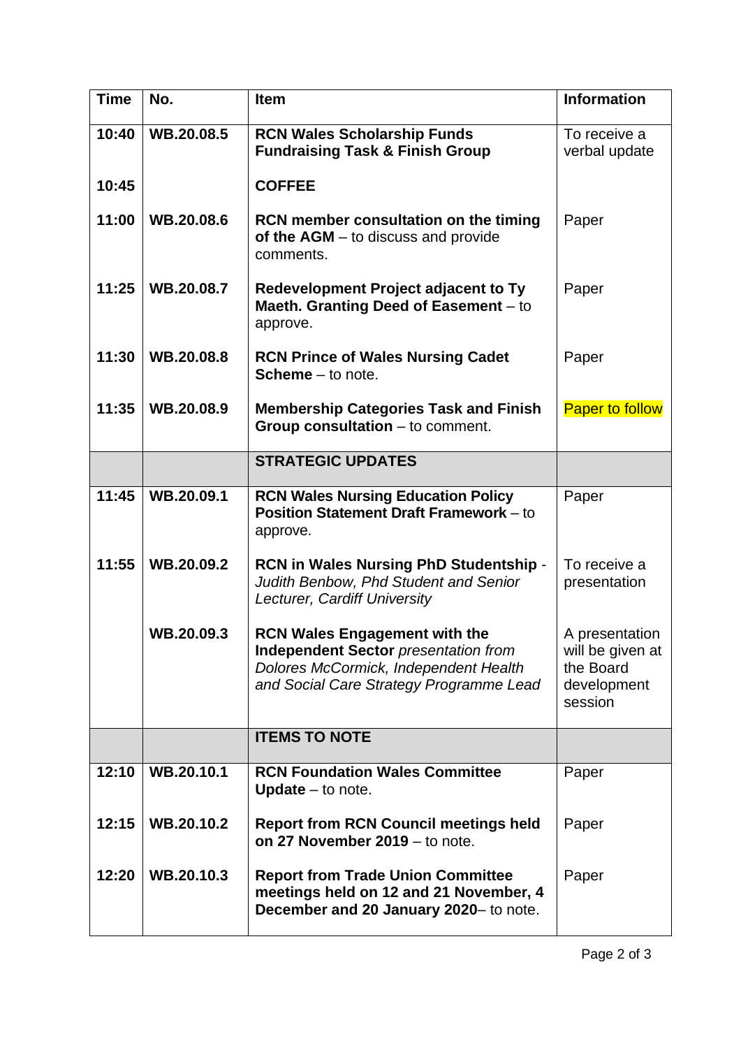| Time | No. | Item | Information |
|---|---|---|---|
| 10:40 | WB.20.08.5 | **RCN Wales Scholarship Funds Fundraising Task & Finish Group** | To receive a verbal update |
| 10:45 | | **COFFEE** | |
| 11:00 | WB.20.08.6 | **RCN member consultation on the timing of the AGM** – to discuss and provide comments. | Paper |
| 11:25 | WB.20.08.7 | **Redevelopment Project adjacent to Ty Maeth. Granting Deed of Easement** – to approve. | Paper |
| 11:30 | WB.20.08.8 | **RCN Prince of Wales Nursing Cadet Scheme** – to note. | Paper |
| 11:35 | WB.20.08.9 | **Membership Categories Task and Finish Group consultation** – to comment. | Paper to follow |
| | | **STRATEGIC UPDATES** | |
| 11:45 | WB.20.09.1 | **RCN Wales Nursing Education Policy Position Statement Draft Framework** – to approve. | Paper |
| 11:55 | WB.20.09.2 | **RCN in Wales Nursing PhD Studentship** - *Judith Benbow, Phd Student and Senior Lecturer, Cardiff University* | To receive a presentation |
| | WB.20.09.3 | **RCN Wales Engagement with the Independent Sector** *presentation from Dolores McCormick, Independent Health and Social Care Strategy Programme Lead* | A presentation will be given at the Board development session |
| | | **ITEMS TO NOTE** | |
| 12:10 | WB.20.10.1 | **RCN Foundation Wales Committee Update** – to note. | Paper |
| 12:15 | WB.20.10.2 | **Report from RCN Council meetings held on 27 November 2019** – to note. | Paper |
| 12:20 | WB.20.10.3 | **Report from Trade Union Committee meetings held on 12 and 21 November, 4 December and 20 January 2020**– to note. | Paper |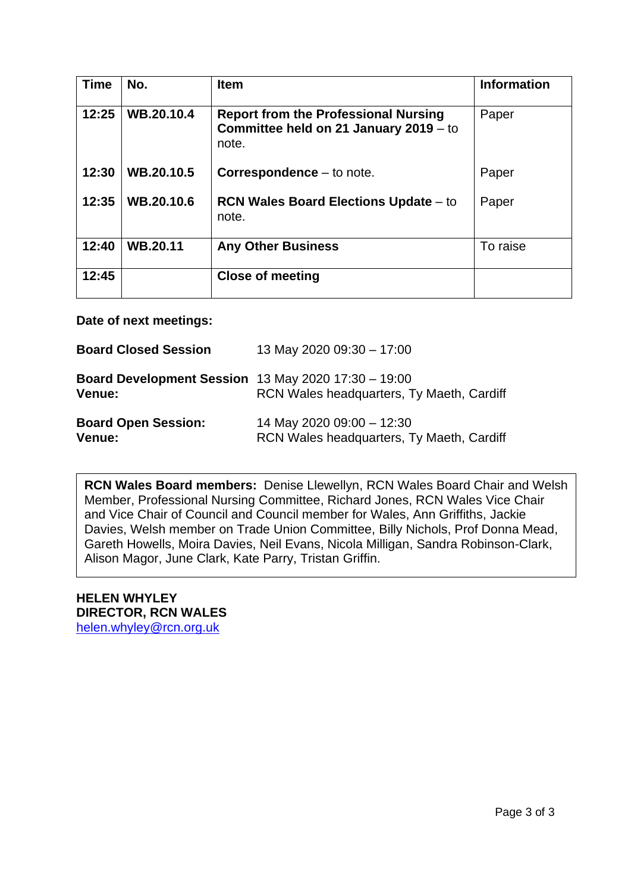| Time | No. | Item | Information |
| --- | --- | --- | --- |
| 12:25 | WB.20.10.4 | **Report from the Professional Nursing Committee held on 21 January 2019** – to note. | Paper |
| 12:30 | WB.20.10.5 | **Correspondence** – to note. | Paper |
| 12:35 | WB.20.10.6 | **RCN Wales Board Elections Update** – to note. | Paper |
| 12:40 | WB.20.11 | **Any Other Business** | To raise |
| 12:45 | | **Close of meeting** | |

**Date of next meetings:**

**Board Closed Session** 13 May 2020 09:30 – 17:00

**Board Development Session** 13 May 2020 17:30 – 19:00
**Venue:** RCN Wales headquarters, Ty Maeth, Cardiff

**Board Open Session:** 14 May 2020 09:00 – 12:30
**Venue:** RCN Wales headquarters, Ty Maeth, Cardiff

**RCN Wales Board members:** Denise Llewellyn, RCN Wales Board Chair and Welsh Member, Professional Nursing Committee, Richard Jones, RCN Wales Vice Chair and Vice Chair of Council and Council member for Wales, Ann Griffiths, Jackie Davies, Welsh member on Trade Union Committee, Billy Nichols, Prof Donna Mead, Gareth Howells, Moira Davies, Neil Evans, Nicola Milligan, Sandra Robinson-Clark, Alison Magor, June Clark, Kate Parry, Tristan Griffin.

**HELEN WHYLEY**
**DIRECTOR, RCN WALES**
helen.whyley@rcn.org.uk